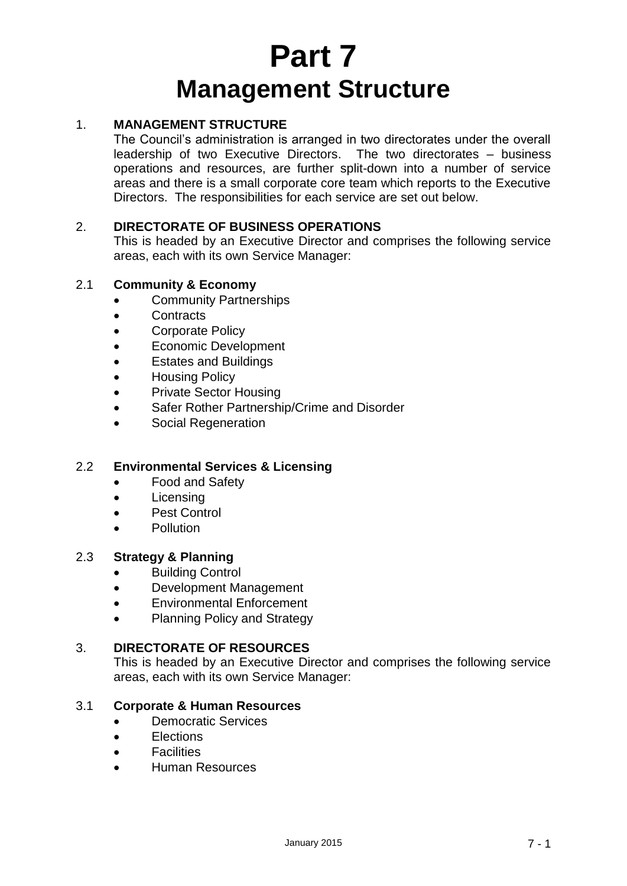# Part 7
# Management Structure

1. **MANAGEMENT STRUCTURE**

   The Council's administration is arranged in two directorates under the overall leadership of two Executive Directors. The two directorates – business operations and resources, are further split-down into a number of service areas and there is a small corporate core team which reports to the Executive Directors. The responsibilities for each service are set out below.

2. **DIRECTORATE OF BUSINESS OPERATIONS**

   This is headed by an Executive Director and comprises the following service areas, each with its own Service Manager:

2.1 **Community & Economy**

- Community Partnerships
- Contracts
- Corporate Policy
- Economic Development
- Estates and Buildings
- Housing Policy
- Private Sector Housing
- Safer Rother Partnership/Crime and Disorder
- Social Regeneration

2.2 **Environmental Services & Licensing**

- Food and Safety
- Licensing
- Pest Control
- Pollution

2.3 **Strategy & Planning**

- Building Control
- Development Management
- Environmental Enforcement
- Planning Policy and Strategy

3. **DIRECTORATE OF RESOURCES**

   This is headed by an Executive Director and comprises the following service areas, each with its own Service Manager:

3.1 **Corporate & Human Resources**

- Democratic Services
- Elections
- Facilities
- Human Resources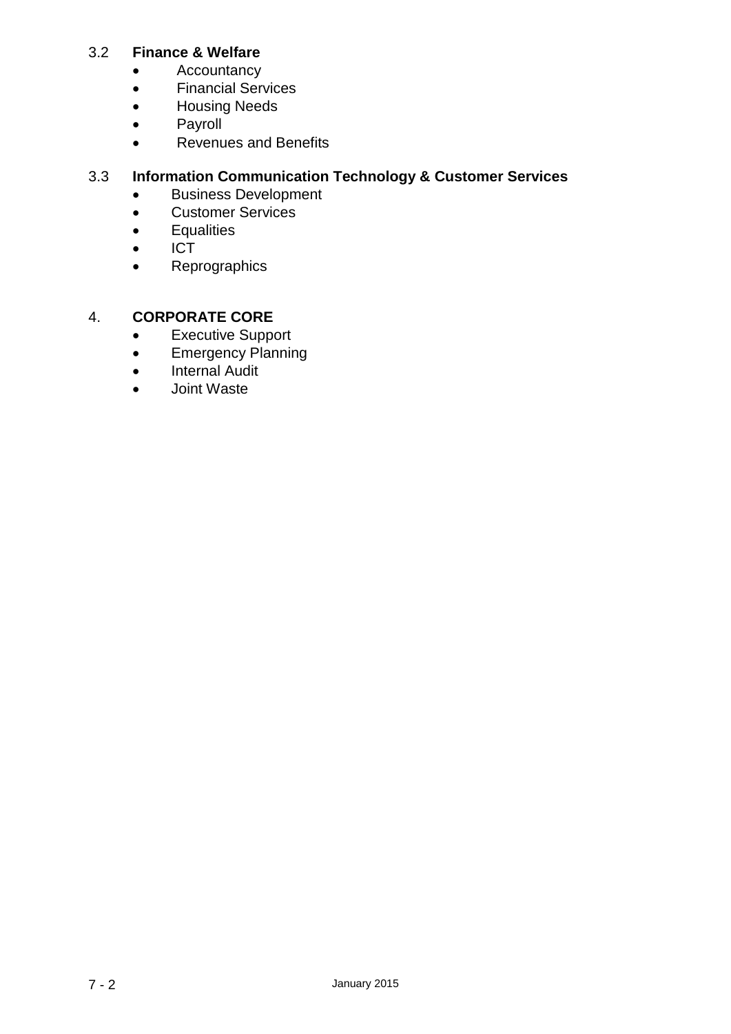### 3.2 **Finance & Welfare**

- Accountancy
- Financial Services
- Housing Needs
- Payroll
- Revenues and Benefits

### 3.3 **Information Communication Technology & Customer Services**

- Business Development
- Customer Services
- Equalities
- ICT
- Reprographics

## 4. **CORPORATE CORE**

- Executive Support
- Emergency Planning
- Internal Audit
- Joint Waste